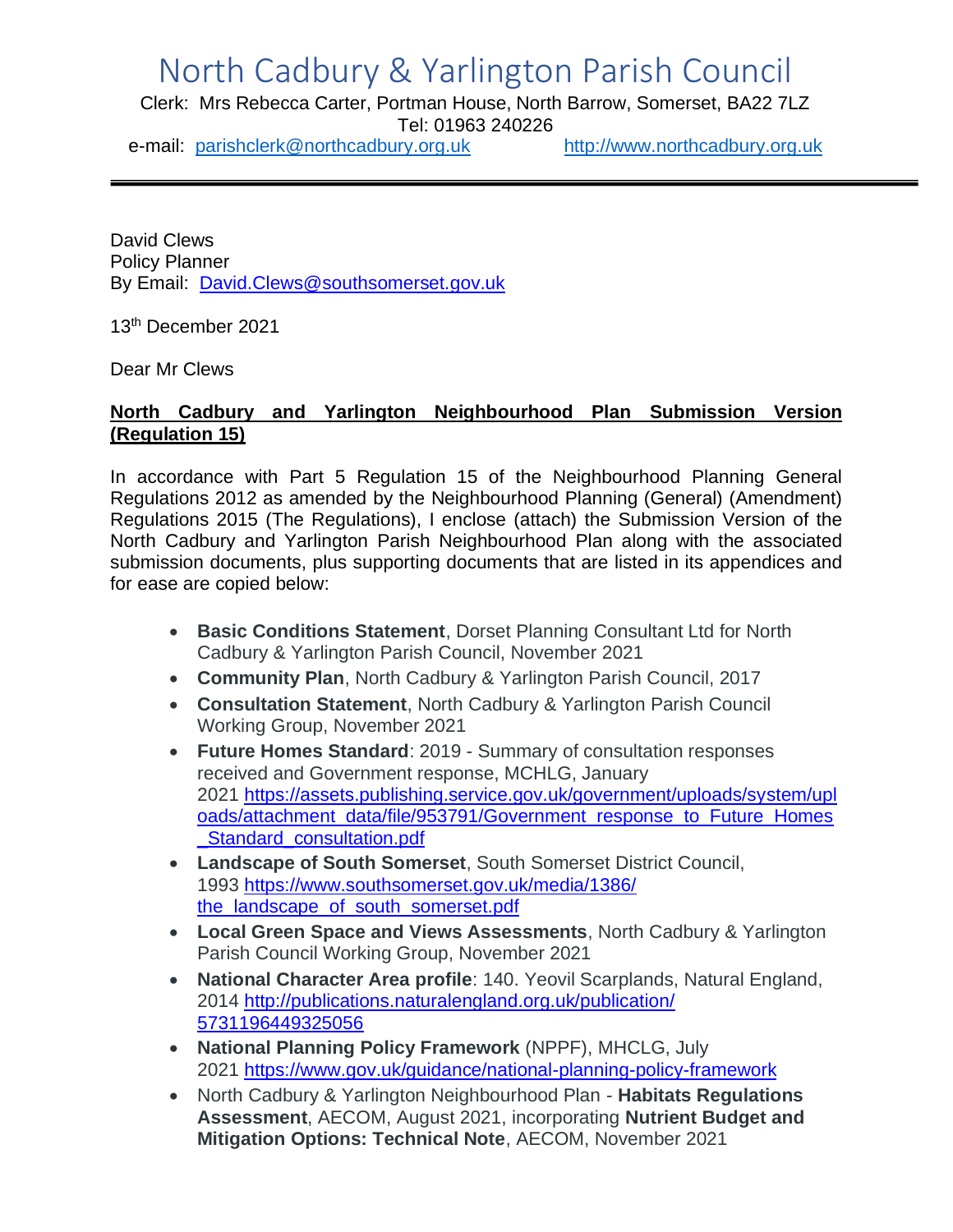# North Cadbury & Yarlington Parish Council

Clerk: Mrs Rebecca Carter, Portman House, North Barrow, Somerset, BA22 7LZ
Tel: 01963 240226
e-mail: parishclerk@northcadbury.org.uk http://www.northcadbury.org.uk

---

David Clews
Policy Planner
By Email: David.Clews@southsomerset.gov.uk

13th December 2021

Dear Mr Clews

**North Cadbury and Yarlington Neighbourhood Plan Submission Version (Regulation 15)**

In accordance with Part 5 Regulation 15 of the Neighbourhood Planning General Regulations 2012 as amended by the Neighbourhood Planning (General) (Amendment) Regulations 2015 (The Regulations), I enclose (attach) the Submission Version of the North Cadbury and Yarlington Parish Neighbourhood Plan along with the associated submission documents, plus supporting documents that are listed in its appendices and for ease are copied below:

- **Basic Conditions Statement**, Dorset Planning Consultant Ltd for North Cadbury & Yarlington Parish Council, November 2021
- **Community Plan**, North Cadbury & Yarlington Parish Council, 2017
- **Consultation Statement**, North Cadbury & Yarlington Parish Council Working Group, November 2021
- **Future Homes Standard**: 2019 - Summary of consultation responses received and Government response, MCHLG, January 2021 https://assets.publishing.service.gov.uk/government/uploads/system/uploads/attachment_data/file/953791/Government_response_to_Future_Homes_Standard_consultation.pdf
- **Landscape of South Somerset**, South Somerset District Council, 1993 https://www.southsomerset.gov.uk/media/1386/the_landscape_of_south_somerset.pdf
- **Local Green Space and Views Assessments**, North Cadbury & Yarlington Parish Council Working Group, November 2021
- **National Character Area profile**: 140. Yeovil Scarplands, Natural England, 2014 http://publications.naturalengland.org.uk/publication/5731196449325056
- **National Planning Policy Framework** (NPPF), MHCLG, July 2021 https://www.gov.uk/guidance/national-planning-policy-framework
- North Cadbury & Yarlington Neighbourhood Plan - **Habitats Regulations Assessment**, AECOM, August 2021, incorporating **Nutrient Budget and Mitigation Options: Technical Note**, AECOM, November 2021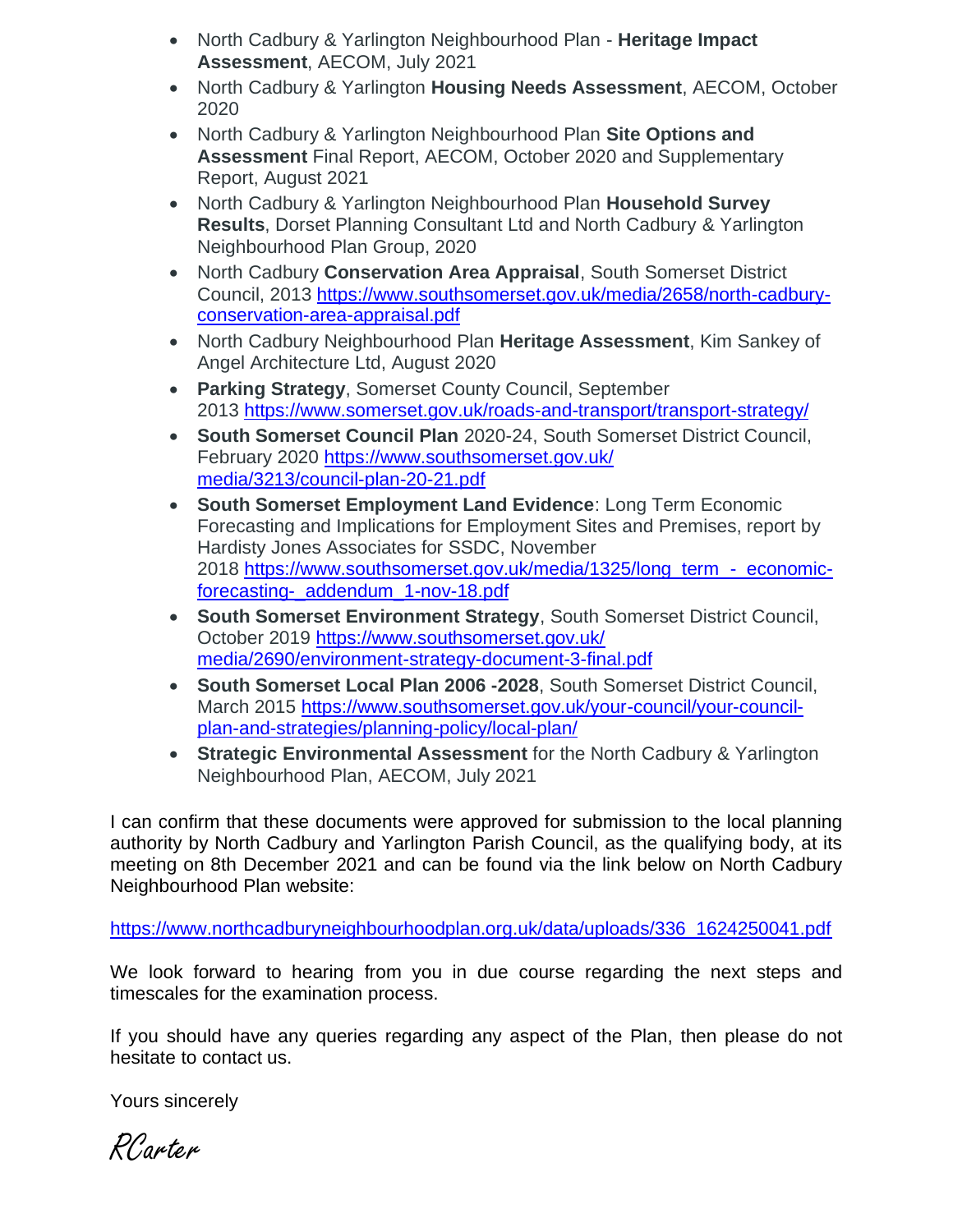- North Cadbury & Yarlington Neighbourhood Plan - **Heritage Impact Assessment**, AECOM, July 2021
- North Cadbury & Yarlington **Housing Needs Assessment**, AECOM, October 2020
- North Cadbury & Yarlington Neighbourhood Plan **Site Options and Assessment** Final Report, AECOM, October 2020 and Supplementary Report, August 2021
- North Cadbury & Yarlington Neighbourhood Plan **Household Survey Results**, Dorset Planning Consultant Ltd and North Cadbury & Yarlington Neighbourhood Plan Group, 2020
- North Cadbury **Conservation Area Appraisal**, South Somerset District Council, 2013 https://www.southsomerset.gov.uk/media/2658/north-cadbury-conservation-area-appraisal.pdf
- North Cadbury Neighbourhood Plan **Heritage Assessment**, Kim Sankey of Angel Architecture Ltd, August 2020
- **Parking Strategy**, Somerset County Council, September 2013 https://www.somerset.gov.uk/roads-and-transport/transport-strategy/
- **South Somerset Council Plan** 2020-24, South Somerset District Council, February 2020 https://www.southsomerset.gov.uk/media/3213/council-plan-20-21.pdf
- **South Somerset Employment Land Evidence**: Long Term Economic Forecasting and Implications for Employment Sites and Premises, report by Hardisty Jones Associates for SSDC, November 2018 https://www.southsomerset.gov.uk/media/1325/long_term_-_economic-forecasting-_addendum_1-nov-18.pdf
- **South Somerset Environment Strategy**, South Somerset District Council, October 2019 https://www.southsomerset.gov.uk/media/2690/environment-strategy-document-3-final.pdf
- **South Somerset Local Plan 2006 -2028**, South Somerset District Council, March 2015 https://www.southsomerset.gov.uk/your-council/your-council-plan-and-strategies/planning-policy/local-plan/
- **Strategic Environmental Assessment** for the North Cadbury & Yarlington Neighbourhood Plan, AECOM, July 2021

I can confirm that these documents were approved for submission to the local planning authority by North Cadbury and Yarlington Parish Council, as the qualifying body, at its meeting on 8th December 2021 and can be found via the link below on North Cadbury Neighbourhood Plan website:

https://www.northcadburyneighbourhoodplan.org.uk/data/uploads/336_1624250041.pdf

We look forward to hearing from you in due course regarding the next steps and timescales for the examination process.

If you should have any queries regarding any aspect of the Plan, then please do not hesitate to contact us.

Yours sincerely

RCarter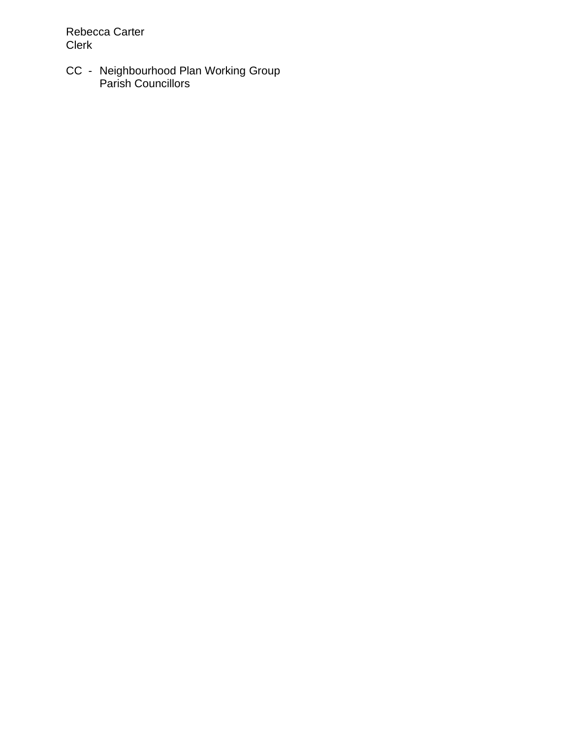Rebecca Carter
Clerk

CC - Neighbourhood Plan Working Group
Parish Councillors